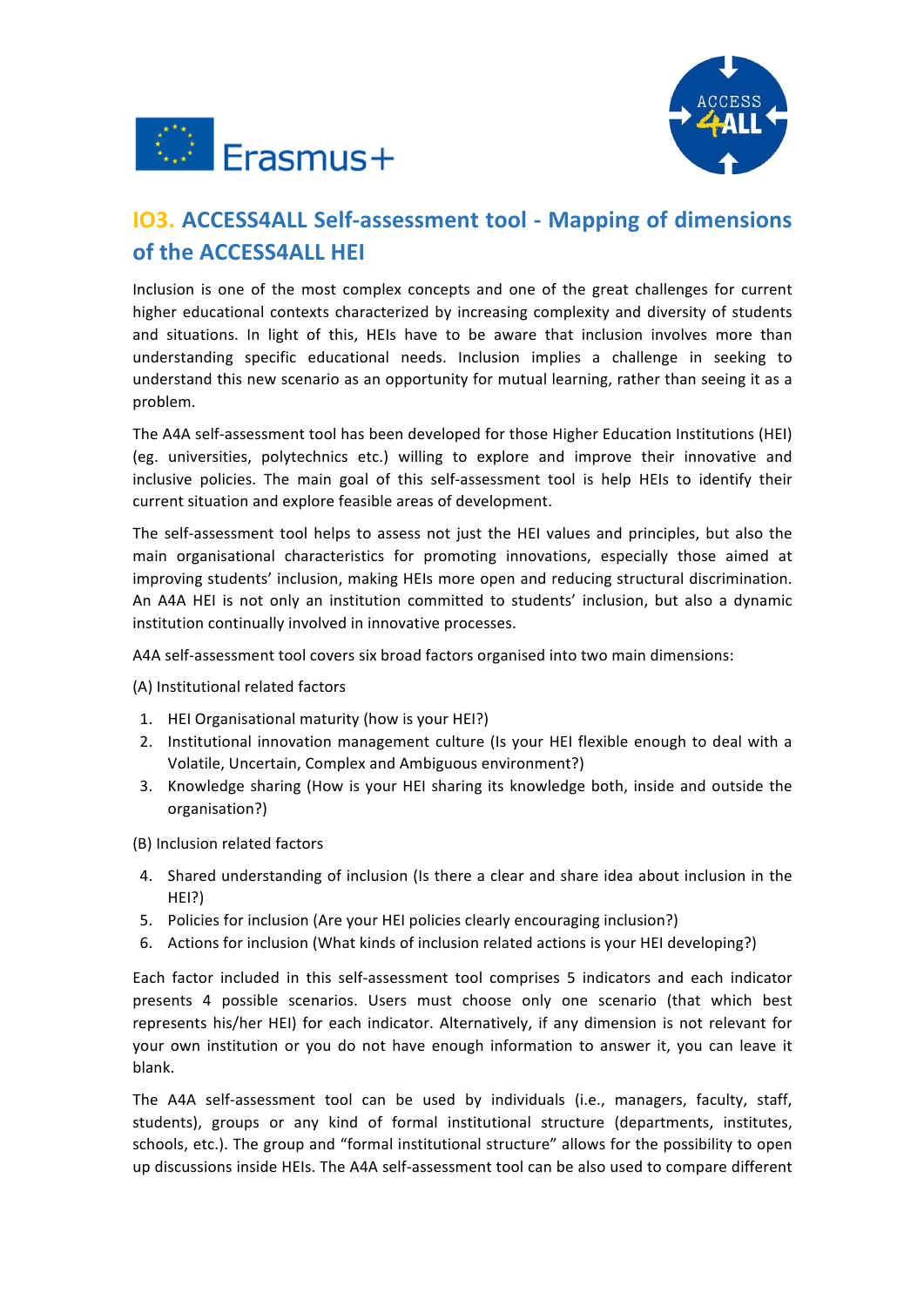# IO3. ACCESS4ALL Self-assessment tool - Mapping of dimensions of the ACCESS4ALL HEI

Inclusion is one of the most complex concepts and one of the great challenges for current higher educational contexts characterized by increasing complexity and diversity of students and situations. In light of this, HEIs have to be aware that inclusion involves more than understanding specific educational needs. Inclusion implies a challenge in seeking to understand this new scenario as an opportunity for mutual learning, rather than seeing it as a problem.

The A4A self-assessment tool has been developed for those Higher Education Institutions (HEI) (eg. universities, polytechnics etc.) willing to explore and improve their innovative and inclusive policies. The main goal of this self-assessment tool is help HEIs to identify their current situation and explore feasible areas of development.

The self-assessment tool helps to assess not just the HEI values and principles, but also the main organisational characteristics for promoting innovations, especially those aimed at improving students' inclusion, making HEIs more open and reducing structural discrimination. An A4A HEI is not only an institution committed to students' inclusion, but also a dynamic institution continually involved in innovative processes.

A4A self-assessment tool covers six broad factors organised into two main dimensions:

(A) Institutional related factors

1. HEI Organisational maturity (how is your HEI?)
2. Institutional innovation management culture (Is your HEI flexible enough to deal with a Volatile, Uncertain, Complex and Ambiguous environment?)
3. Knowledge sharing (How is your HEI sharing its knowledge both, inside and outside the organisation?)

(B) Inclusion related factors

4. Shared understanding of inclusion (Is there a clear and share idea about inclusion in the HEI?)
5. Policies for inclusion (Are your HEI policies clearly encouraging inclusion?)
6. Actions for inclusion (What kinds of inclusion related actions is your HEI developing?)

Each factor included in this self-assessment tool comprises 5 indicators and each indicator presents 4 possible scenarios. Users must choose only one scenario (that which best represents his/her HEI) for each indicator. Alternatively, if any dimension is not relevant for your own institution or you do not have enough information to answer it, you can leave it blank.

The A4A self-assessment tool can be used by individuals (i.e., managers, faculty, staff, students), groups or any kind of formal institutional structure (departments, institutes, schools, etc.). The group and "formal institutional structure" allows for the possibility to open up discussions inside HEIs. The A4A self-assessment tool can be also used to compare different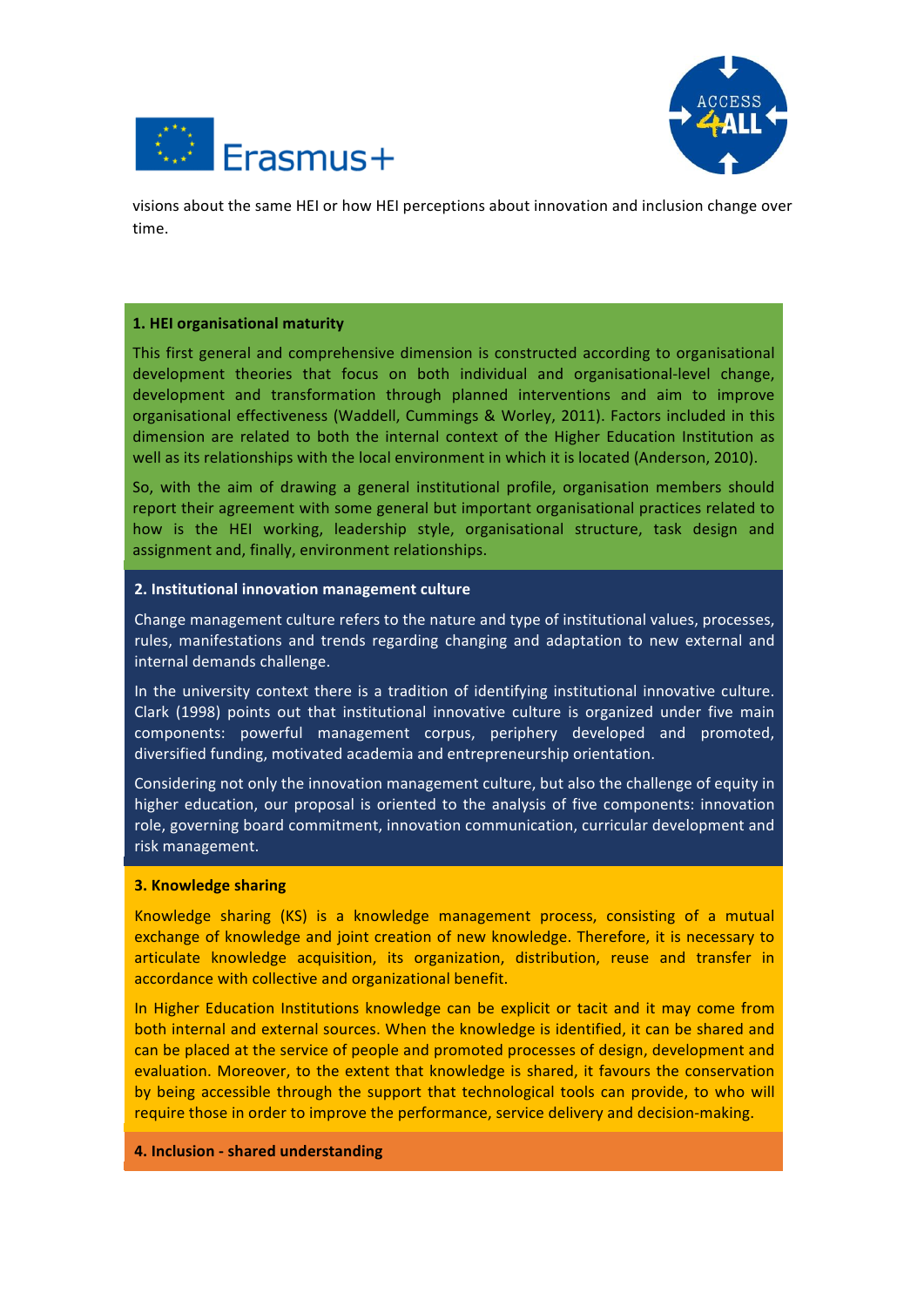visions about the same HEI or how HEI perceptions about innovation and inclusion change over time.

### 1. HEI organisational maturity

This first general and comprehensive dimension is constructed according to organisational development theories that focus on both individual and organisational-level change, development and transformation through planned interventions and aim to improve organisational effectiveness (Waddell, Cummings & Worley, 2011). Factors included in this dimension are related to both the internal context of the Higher Education Institution as well as its relationships with the local environment in which it is located (Anderson, 2010).

So, with the aim of drawing a general institutional profile, organisation members should report their agreement with some general but important organisational practices related to how is the HEI working, leadership style, organisational structure, task design and assignment and, finally, environment relationships.

### 2. Institutional innovation management culture

Change management culture refers to the nature and type of institutional values, processes, rules, manifestations and trends regarding changing and adaptation to new external and internal demands challenge.

In the university context there is a tradition of identifying institutional innovative culture. Clark (1998) points out that institutional innovative culture is organized under five main components: powerful management corpus, periphery developed and promoted, diversified funding, motivated academia and entrepreneurship orientation.

Considering not only the innovation management culture, but also the challenge of equity in higher education, our proposal is oriented to the analysis of five components: innovation role, governing board commitment, innovation communication, curricular development and risk management.

### 3. Knowledge sharing

Knowledge sharing (KS) is a knowledge management process, consisting of a mutual exchange of knowledge and joint creation of new knowledge. Therefore, it is necessary to articulate knowledge acquisition, its organization, distribution, reuse and transfer in accordance with collective and organizational benefit.

In Higher Education Institutions knowledge can be explicit or tacit and it may come from both internal and external sources. When the knowledge is identified, it can be shared and can be placed at the service of people and promoted processes of design, development and evaluation. Moreover, to the extent that knowledge is shared, it favours the conservation by being accessible through the support that technological tools can provide, to who will require those in order to improve the performance, service delivery and decision-making.

### 4. Inclusion - shared understanding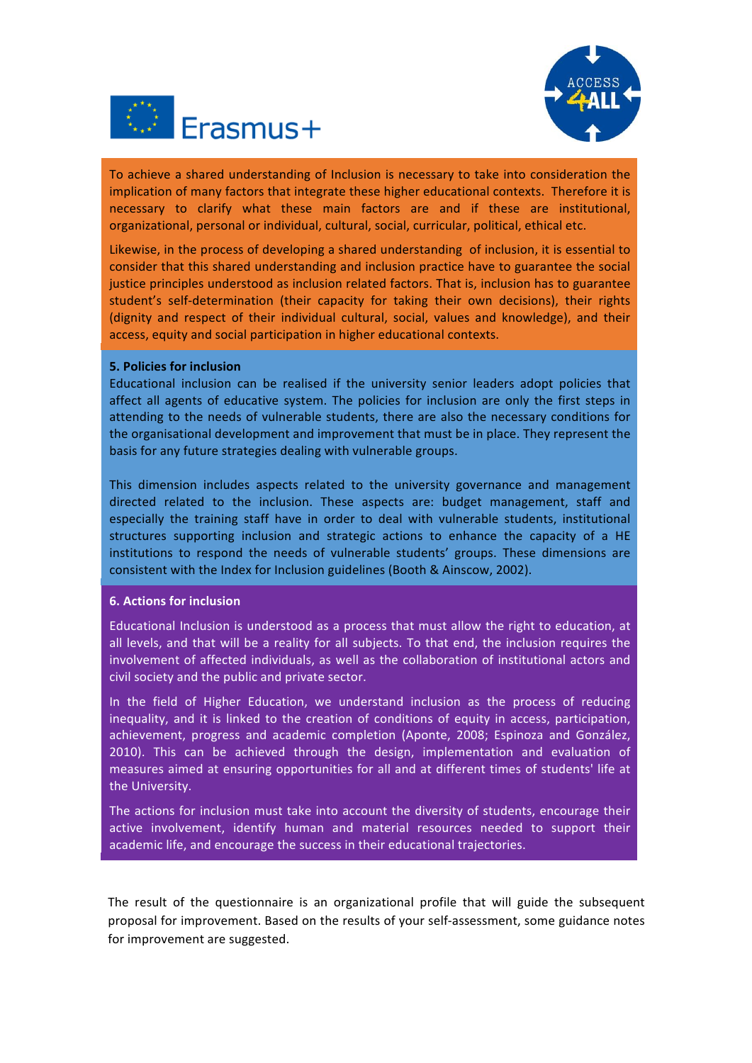To achieve a shared understanding of Inclusion is necessary to take into consideration the implication of many factors that integrate these higher educational contexts. Therefore it is necessary to clarify what these main factors are and if these are institutional, organizational, personal or individual, cultural, social, curricular, political, ethical etc.

Likewise, in the process of developing a shared understanding of inclusion, it is essential to consider that this shared understanding and inclusion practice have to guarantee the social justice principles understood as inclusion related factors. That is, inclusion has to guarantee student's self-determination (their capacity for taking their own decisions), their rights (dignity and respect of their individual cultural, social, values and knowledge), and their access, equity and social participation in higher educational contexts.

**5. Policies for inclusion**

Educational inclusion can be realised if the university senior leaders adopt policies that affect all agents of educative system. The policies for inclusion are only the first steps in attending to the needs of vulnerable students, there are also the necessary conditions for the organisational development and improvement that must be in place. They represent the basis for any future strategies dealing with vulnerable groups.

This dimension includes aspects related to the university governance and management directed related to the inclusion. These aspects are: budget management, staff and especially the training staff have in order to deal with vulnerable students, institutional structures supporting inclusion and strategic actions to enhance the capacity of a HE institutions to respond the needs of vulnerable students' groups. These dimensions are consistent with the Index for Inclusion guidelines (Booth & Ainscow, 2002).

**6. Actions for inclusion**

Educational Inclusion is understood as a process that must allow the right to education, at all levels, and that will be a reality for all subjects. To that end, the inclusion requires the involvement of affected individuals, as well as the collaboration of institutional actors and civil society and the public and private sector.

In the field of Higher Education, we understand inclusion as the process of reducing inequality, and it is linked to the creation of conditions of equity in access, participation, achievement, progress and academic completion (Aponte, 2008; Espinoza and González, 2010). This can be achieved through the design, implementation and evaluation of measures aimed at ensuring opportunities for all and at different times of students' life at the University.

The actions for inclusion must take into account the diversity of students, encourage their active involvement, identify human and material resources needed to support their academic life, and encourage the success in their educational trajectories.

The result of the questionnaire is an organizational profile that will guide the subsequent proposal for improvement. Based on the results of your self-assessment, some guidance notes for improvement are suggested.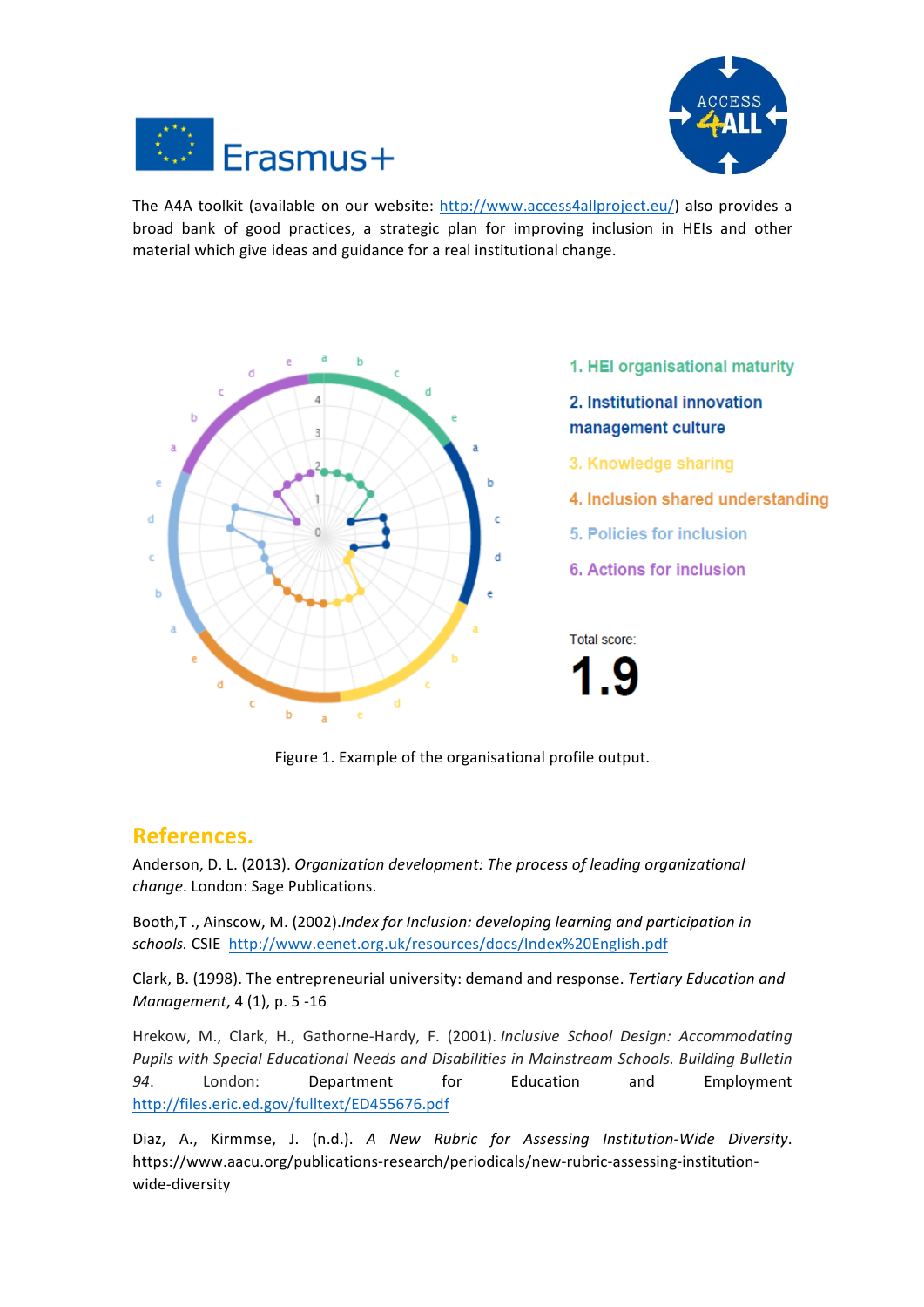The A4A toolkit (available on our website: http://www.access4allproject.eu/) also provides a broad bank of good practices, a strategic plan for improving inclusion in HEIs and other material which give ideas and guidance for a real institutional change.

1. HEI organisational maturity
2. Institutional innovation management culture
3. Knowledge sharing
4. Inclusion shared understanding
5. Policies for inclusion
6. Actions for inclusion

Total score:

**1.9**

Figure 1. Example of the organisational profile output.

## References.

Anderson, D. L. (2013). *Organization development: The process of leading organizational change*. London: Sage Publications.

Booth,T ., Ainscow, M. (2002).*Index for Inclusion: developing learning and participation in schools.* CSIE http://www.eenet.org.uk/resources/docs/Index%20English.pdf

Clark, B. (1998). The entrepreneurial university: demand and response. *Tertiary Education and Management*, 4 (1), p. 5 -16

Hrekow, M., Clark, H., Gathorne-Hardy, F. (2001). *Inclusive School Design: Accommodating Pupils with Special Educational Needs and Disabilities in Mainstream Schools. Building Bulletin 94*. London: Department for Education and Employment http://files.eric.ed.gov/fulltext/ED455676.pdf

Diaz, A., Kirmmse, J. (n.d.). *A New Rubric for Assessing Institution-Wide Diversity*. https://www.aacu.org/publications-research/periodicals/new-rubric-assessing-institution-wide-diversity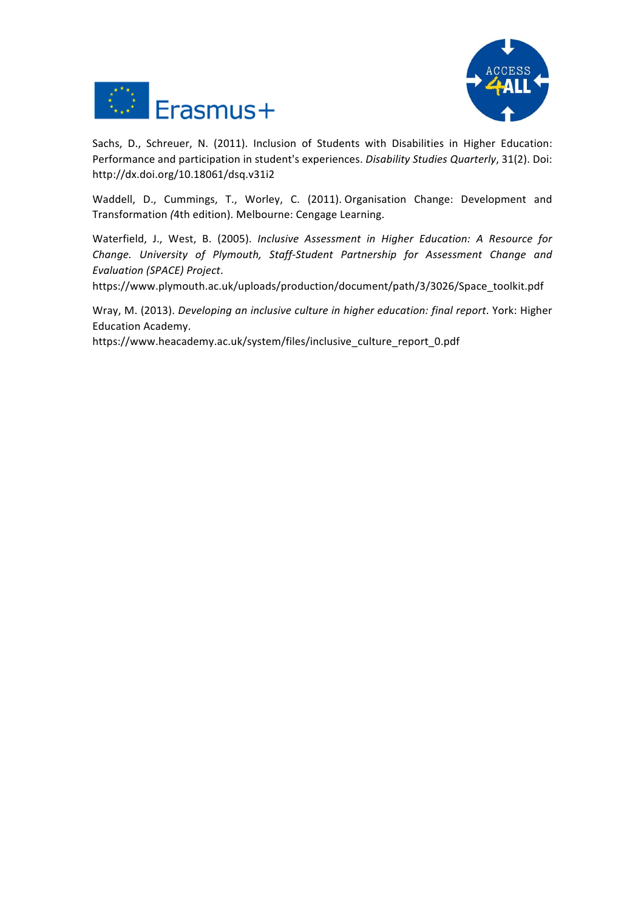Sachs, D., Schreuer, N. (2011). Inclusion of Students with Disabilities in Higher Education: Performance and participation in student's experiences. *Disability Studies Quarterly*, 31(2). Doi: http://dx.doi.org/10.18061/dsq.v31i2

Waddell, D., Cummings, T., Worley, C. (2011). Organisation Change: Development and Transformation (4th edition). Melbourne: Cengage Learning.

Waterfield, J., West, B. (2005). *Inclusive Assessment in Higher Education: A Resource for Change. University of Plymouth, Staff-Student Partnership for Assessment Change and Evaluation (SPACE) Project*.
https://www.plymouth.ac.uk/uploads/production/document/path/3/3026/Space_toolkit.pdf

Wray, M. (2013). *Developing an inclusive culture in higher education: final report*. York: Higher Education Academy.
https://www.heacademy.ac.uk/system/files/inclusive_culture_report_0.pdf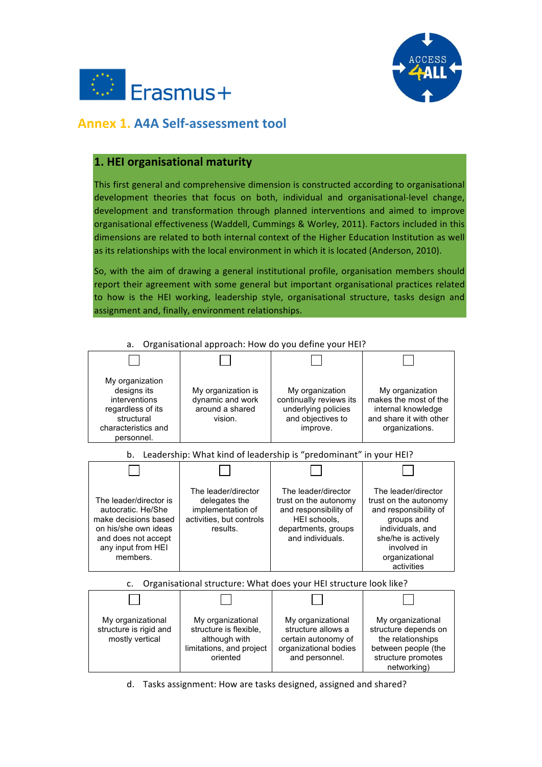## Annex 1. A4A Self-assessment tool

### 1. HEI organisational maturity

This first general and comprehensive dimension is constructed according to organisational development theories that focus on both, individual and organisational-level change, development and transformation through planned interventions and aimed to improve organisational effectiveness (Waddell, Cummings & Worley, 2011). Factors included in this dimensions are related to both internal context of the Higher Education Institution as well as its relationships with the local environment in which it is located (Anderson, 2010).

So, with the aim of drawing a general institutional profile, organisation members should report their agreement with some general but important organisational practices related to how is the HEI working, leadership style, organisational structure, tasks design and assignment and, finally, environment relationships.

a. Organisational approach: How do you define your HEI?

| ☐ | ☐ | ☐ | ☐ |
|---|---|---|---|
| My organization designs its interventions regardless of its structural characteristics and personnel. | My organization is dynamic and work around a shared vision. | My organization continually reviews its underlying policies and objectives to improve. | My organization makes the most of the internal knowledge and share it with other organizations. |

b. Leadership: What kind of leadership is "predominant" in your HEI?

| ☐ | ☐ | ☐ | ☐ |
|---|---|---|---|
| The leader/director is autocratic. He/She make decisions based on his/she own ideas and does not accept any input from HEI members. | The leader/director delegates the implementation of activities, but controls results. | The leader/director trust on the autonomy and responsibility of HEI schools, departments, groups and individuals. | The leader/director trust on the autonomy and responsibility of groups and individuals, and she/he is actively involved in organizational activities |

c. Organisational structure: What does your HEI structure look like?

| ☐ | ☐ | ☐ | ☐ |
|---|---|---|---|
| My organizational structure is rigid and mostly vertical | My organizational structure is flexible, although with limitations, and project oriented | My organizational structure allows a certain autonomy of organizational bodies and personnel. | My organizational structure depends on the relationships between people (the structure promotes networking) |

d. Tasks assignment: How are tasks designed, assigned and shared?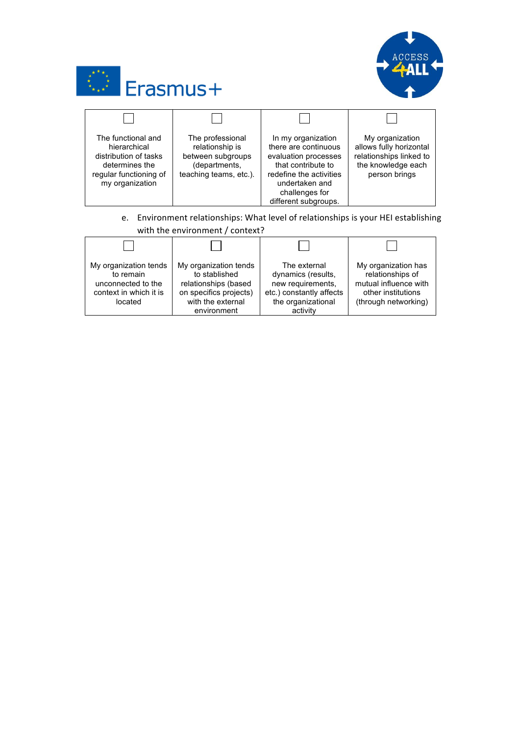| ☐ | ☐ | ☐ | ☐ |
|---|---|---|---|
| The functional and hierarchical distribution of tasks determines the regular functioning of my organization | The professional relationship is between subgroups (departments, teaching teams, etc.). | In my organization there are continuous evaluation processes that contribute to redefine the activities undertaken and challenges for different subgroups. | My organization allows fully horizontal relationships linked to the knowledge each person brings |

e. Environment relationships: What level of relationships is your HEI establishing with the environment / context?

| ☐ | ☐ | ☐ | ☐ |
|---|---|---|---|
| My organization tends to remain unconnected to the context in which it is located | My organization tends to stablished relationships (based on specifics projects) with the external environment | The external dynamics (results, new requirements, etc.) constantly affects the organizational activity | My organization has relationships of mutual influence with other institutions (through networking) |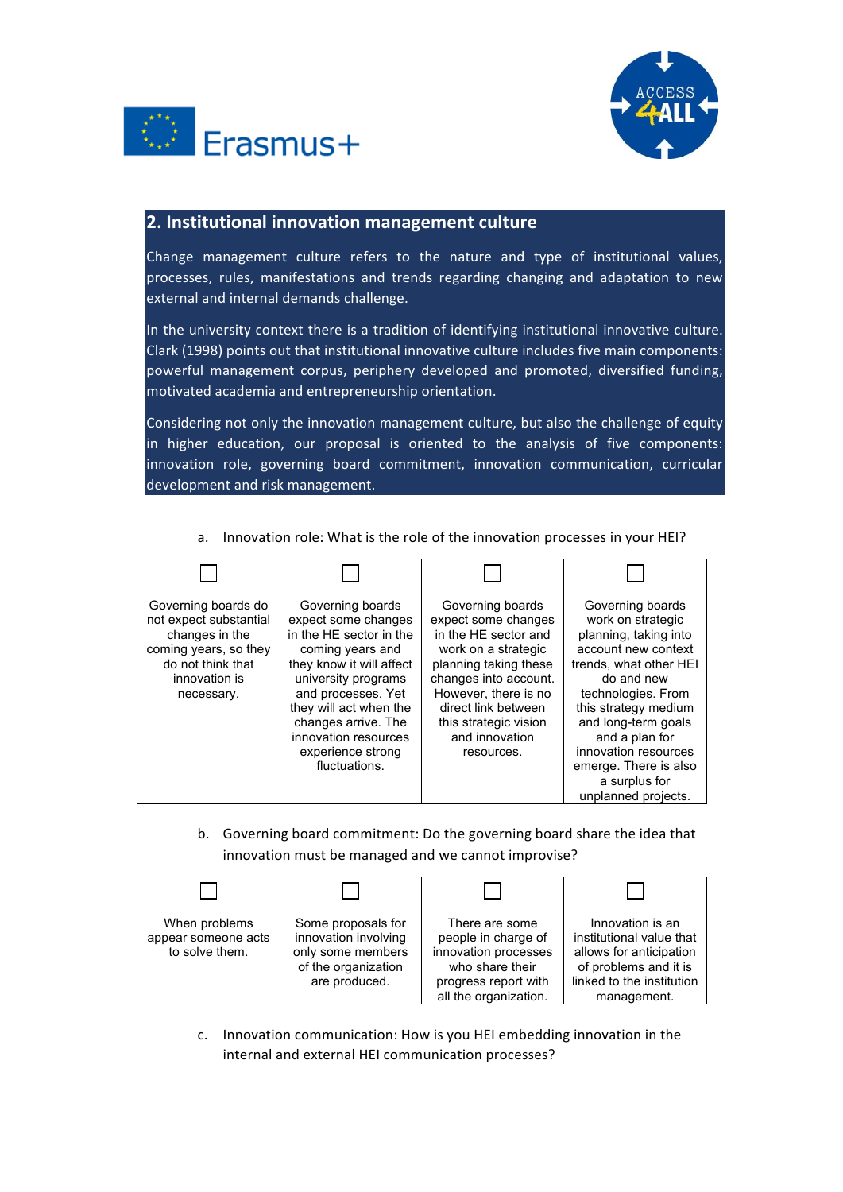## 2. Institutional innovation management culture

Change management culture refers to the nature and type of institutional values, processes, rules, manifestations and trends regarding changing and adaptation to new external and internal demands challenge.

In the university context there is a tradition of identifying institutional innovative culture. Clark (1998) points out that institutional innovative culture includes five main components: powerful management corpus, periphery developed and promoted, diversified funding, motivated academia and entrepreneurship orientation.

Considering not only the innovation management culture, but also the challenge of equity in higher education, our proposal is oriented to the analysis of five components: innovation role, governing board commitment, innovation communication, curricular development and risk management.

a. Innovation role: What is the role of the innovation processes in your HEI?

| ☐ | ☐ | ☐ | ☐ |
|---|---|---|---|
| Governing boards do not expect substantial changes in the coming years, so they do not think that innovation is necessary. | Governing boards expect some changes in the HE sector in the coming years and they know it will affect university programs and processes. Yet they will act when the changes arrive. The innovation resources experience strong fluctuations. | Governing boards expect some changes in the HE sector and work on a strategic planning taking these changes into account. However, there is no direct link between this strategic vision and innovation resources. | Governing boards work on strategic planning, taking into account new context trends, what other HEI do and new technologies. From this strategy medium and long-term goals and a plan for innovation resources emerge. There is also a surplus for unplanned projects. |

b. Governing board commitment: Do the governing board share the idea that innovation must be managed and we cannot improvise?

| ☐ | ☐ | ☐ | ☐ |
|---|---|---|---|
| When problems appear someone acts to solve them. | Some proposals for innovation involving only some members of the organization are produced. | There are some people in charge of innovation processes who share their progress report with all the organization. | Innovation is an institutional value that allows for anticipation of problems and it is linked to the institution management. |

c. Innovation communication: How is you HEI embedding innovation in the internal and external HEI communication processes?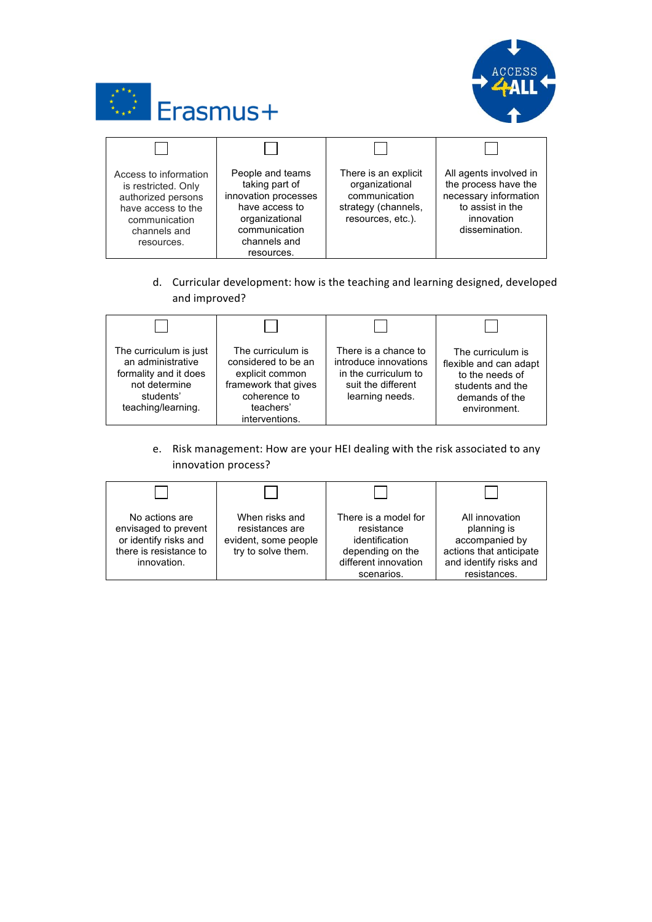| ☐ | ☐ | ☐ | ☐ |
|---|---|---|---|
| Access to information is restricted. Only authorized persons have access to the communication channels and resources. | People and teams taking part of innovation processes have access to organizational communication channels and resources. | There is an explicit organizational communication strategy (channels, resources, etc.). | All agents involved in the process have the necessary information to assist in the innovation dissemination. |

d. Curricular development: how is the teaching and learning designed, developed and improved?

| ☐ | ☐ | ☐ | ☐ |
|---|---|---|---|
| The curriculum is just an administrative formality and it does not determine students' teaching/learning. | The curriculum is considered to be an explicit common framework that gives coherence to teachers' interventions. | There is a chance to introduce innovations in the curriculum to suit the different learning needs. | The curriculum is flexible and can adapt to the needs of students and the demands of the environment. |

e. Risk management: How are your HEI dealing with the risk associated to any innovation process?

| ☐ | ☐ | ☐ | ☐ |
|---|---|---|---|
| No actions are envisaged to prevent or identify risks and there is resistance to innovation. | When risks and resistances are evident, some people try to solve them. | There is a model for resistance identification depending on the different innovation scenarios. | All innovation planning is accompanied by actions that anticipate and identify risks and resistances. |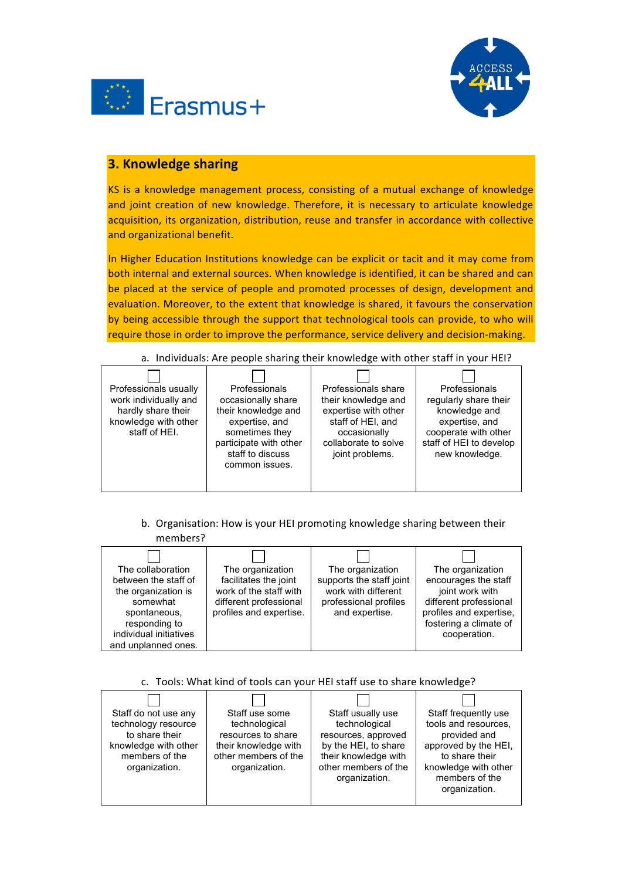## 3. Knowledge sharing

KS is a knowledge management process, consisting of a mutual exchange of knowledge and joint creation of new knowledge. Therefore, it is necessary to articulate knowledge acquisition, its organization, distribution, reuse and transfer in accordance with collective and organizational benefit.

In Higher Education Institutions knowledge can be explicit or tacit and it may come from both internal and external sources. When knowledge is identified, it can be shared and can be placed at the service of people and promoted processes of design, development and evaluation. Moreover, to the extent that knowledge is shared, it favours the conservation by being accessible through the support that technological tools can provide, to who will require those in order to improve the performance, service delivery and decision-making.

a. Individuals: Are people sharing their knowledge with other staff in your HEI?

| ☐ | ☐ | ☐ | ☐ |
|---|---|---|---|
| Professionals usually work individually and hardly share their knowledge with other staff of HEI. | Professionals occasionally share their knowledge and expertise, and sometimes they participate with other staff to discuss common issues. | Professionals share their knowledge and expertise with other staff of HEI, and occasionally collaborate to solve joint problems. | Professionals regularly share their knowledge and expertise, and cooperate with other staff of HEI to develop new knowledge. |

b. Organisation: How is your HEI promoting knowledge sharing between their members?

| ☐ | ☐ | ☐ | ☐ |
|---|---|---|---|
| The collaboration between the staff of the organization is somewhat spontaneous, responding to individual initiatives and unplanned ones. | The organization facilitates the joint work of the staff with different professional profiles and expertise. | The organization supports the staff joint work with different professional profiles and expertise. | The organization encourages the staff joint work with different professional profiles and expertise, fostering a climate of cooperation. |

c. Tools: What kind of tools can your HEI staff use to share knowledge?

| ☐ | ☐ | ☐ | ☐ |
|---|---|---|---|
| Staff do not use any technology resource to share their knowledge with other members of the organization. | Staff use some technological resources to share their knowledge with other members of the organization. | Staff usually use technological resources, approved by the HEI, to share their knowledge with other members of the organization. | Staff frequently use tools and resources, provided and approved by the HEI, to share their knowledge with other members of the organization. |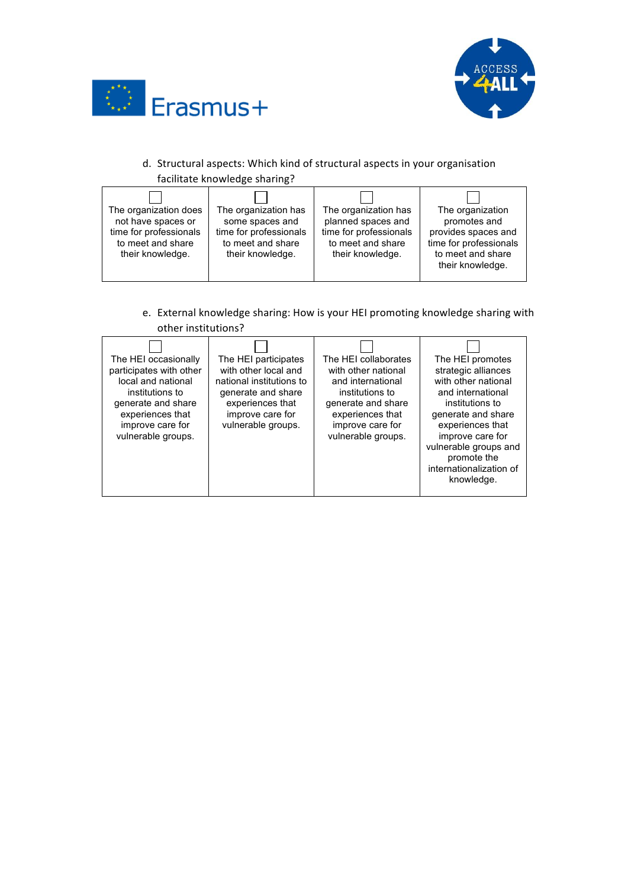d. Structural aspects: Which kind of structural aspects in your organisation facilitate knowledge sharing?

| ☐ The organization does not have spaces or time for professionals to meet and share their knowledge. | ☐ The organization has some spaces and time for professionals to meet and share their knowledge. | ☐ The organization has planned spaces and time for professionals to meet and share their knowledge. | ☐ The organization promotes and provides spaces and time for professionals to meet and share their knowledge. |
|---|---|---|---|

e. External knowledge sharing: How is your HEI promoting knowledge sharing with other institutions?

| ☐ The HEI occasionally participates with other local and national institutions to generate and share experiences that improve care for vulnerable groups. | ☐ The HEI participates with other local and national institutions to generate and share experiences that improve care for vulnerable groups. | ☐ The HEI collaborates with other national and international institutions to generate and share experiences that improve care for vulnerable groups. | ☐ The HEI promotes strategic alliances with other national and international institutions to generate and share experiences that improve care for vulnerable groups and promote the internationalization of knowledge. |
|---|---|---|---|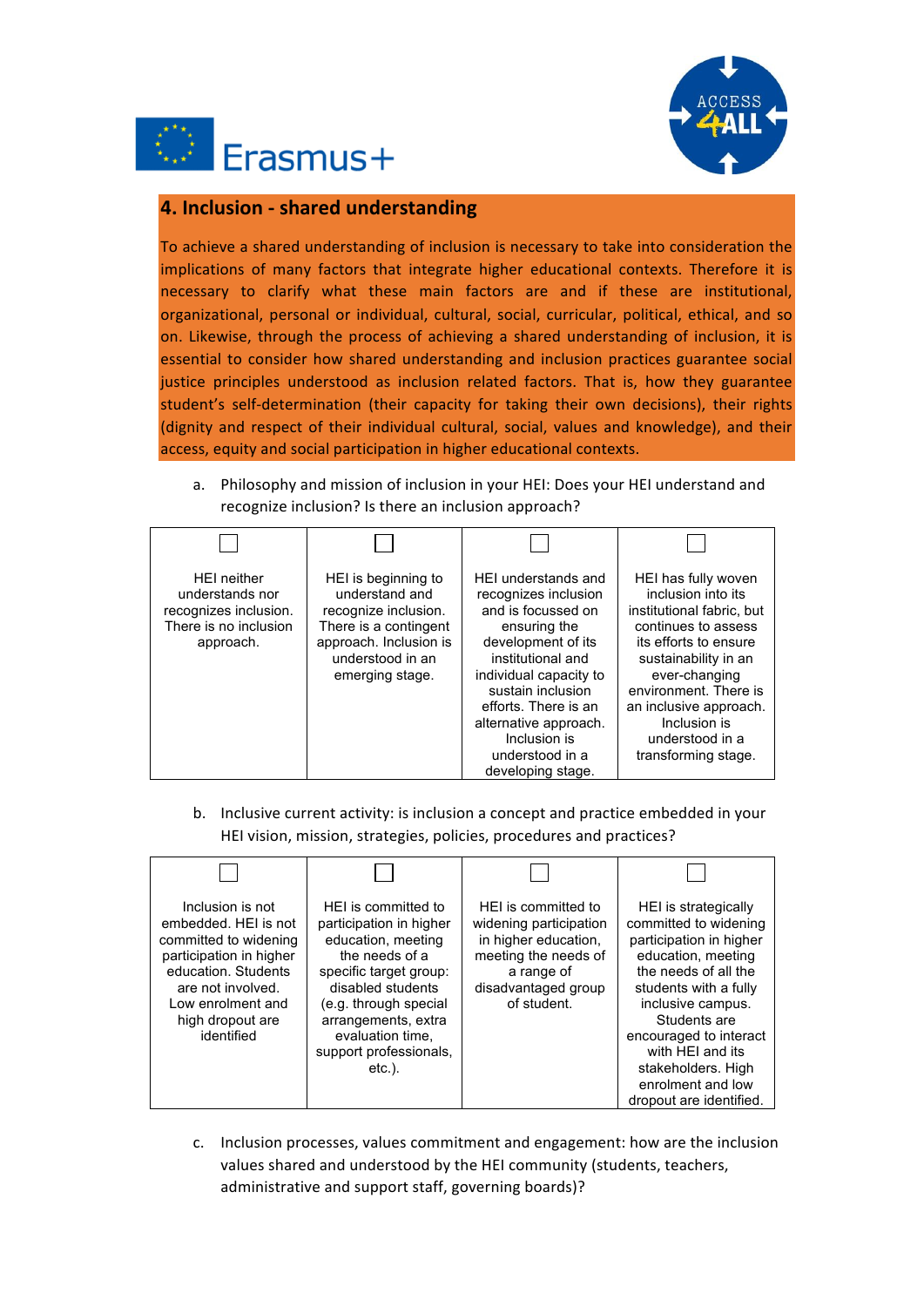## 4. Inclusion - shared understanding

To achieve a shared understanding of inclusion is necessary to take into consideration the implications of many factors that integrate higher educational contexts. Therefore it is necessary to clarify what these main factors are and if these are institutional, organizational, personal or individual, cultural, social, curricular, political, ethical, and so on. Likewise, through the process of achieving a shared understanding of inclusion, it is essential to consider how shared understanding and inclusion practices guarantee social justice principles understood as inclusion related factors. That is, how they guarantee student's self-determination (their capacity for taking their own decisions), their rights (dignity and respect of their individual cultural, social, values and knowledge), and their access, equity and social participation in higher educational contexts.

a. Philosophy and mission of inclusion in your HEI: Does your HEI understand and recognize inclusion? Is there an inclusion approach?

| ☐ | ☐ | ☐ | ☐ |
|---|---|---|---|
| HEI neither understands nor recognizes inclusion. There is no inclusion approach. | HEI is beginning to understand and recognize inclusion. There is a contingent approach. Inclusion is understood in an emerging stage. | HEI understands and recognizes inclusion and is focussed on ensuring the development of its institutional and individual capacity to sustain inclusion efforts. There is an alternative approach. Inclusion is understood in a developing stage. | HEI has fully woven inclusion into its institutional fabric, but continues to assess its efforts to ensure its sustainability in an ever-changing environment. There is an inclusive approach. Inclusion is understood in a transforming stage. |

b. Inclusive current activity: is inclusion a concept and practice embedded in your HEI vision, mission, strategies, policies, procedures and practices?

| ☐ | ☐ | ☐ | ☐ |
|---|---|---|---|
| Inclusion is not embedded. HEI is not committed to widening participation in higher education. Students are not involved. Low enrolment and high dropout are identified | HEI is committed to participation in higher education, meeting the needs of a specific target group: disabled students (e.g. through special arrangements, extra evaluation time, support professionals, etc.). | HEI is committed to widening participation in higher education, meeting the needs of a range of disadvantaged group of student. | HEI is strategically committed to widening participation in higher education, meeting the needs of all the students with a fully inclusive campus. Students are encouraged to interact with HEI and its stakeholders. High enrolment and low dropout are identified. |

c. Inclusion processes, values commitment and engagement: how are the inclusion values shared and understood by the HEI community (students, teachers, administrative and support staff, governing boards)?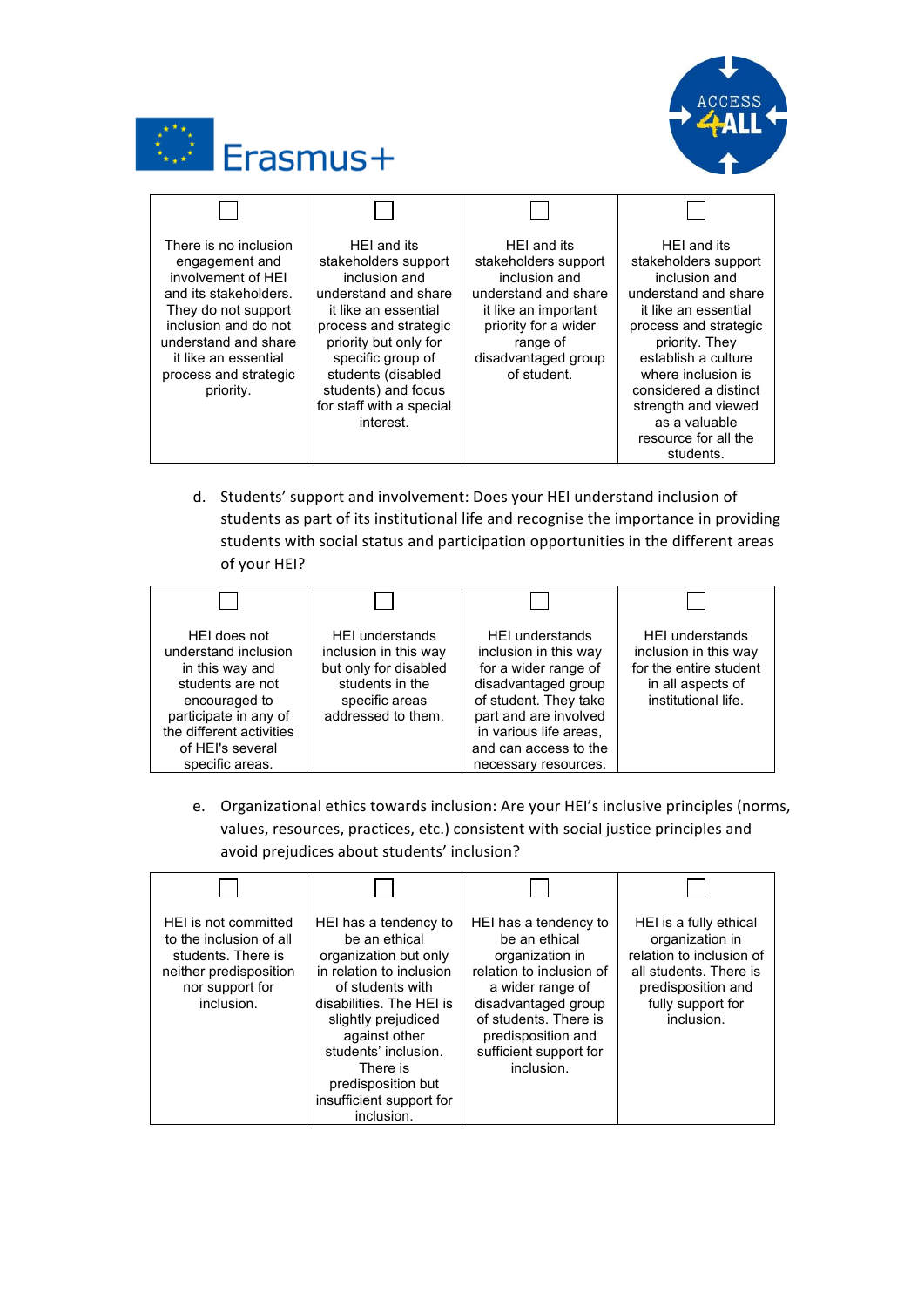| ☐ | ☐ | ☐ | ☐ |
|---|---|---|---|
| There is no inclusion engagement and involvement of HEI and its stakeholders. They do not support inclusion and do not understand and share it like an essential process and strategic priority. | HEI and its stakeholders support inclusion and understand and share it like an essential process and strategic priority but only for specific group of students (disabled students) and focus for staff with a special interest. | HEI and its stakeholders support inclusion and understand and share it like an important priority for a wider range of disadvantaged group of student. | HEI and its stakeholders support inclusion and understand and share it like an essential process and strategic priority. They establish a culture where inclusion is considered a distinct strength and viewed as a valuable resource for all the students. |

d. Students' support and involvement: Does your HEI understand inclusion of students as part of its institutional life and recognise the importance in providing students with social status and participation opportunities in the different areas of your HEI?

| ☐ | ☐ | ☐ | ☐ |
|---|---|---|---|
| HEI does not understand inclusion in this way and students are not encouraged to participate in any of the different activities of HEI's several specific areas. | HEI understands inclusion in this way but only for disabled students in the specific areas addressed to them. | HEI understands inclusion in this way for a wider range of disadvantaged group of student. They take part and are involved in various life areas, and can access to the necessary resources. | HEI understands inclusion in this way for the entire student in all aspects of institutional life. |

e. Organizational ethics towards inclusion: Are your HEI's inclusive principles (norms, values, resources, practices, etc.) consistent with social justice principles and avoid prejudices about students' inclusion?

| ☐ | ☐ | ☐ | ☐ |
|---|---|---|---|
| HEI is not committed to the inclusion of all students. There is neither predisposition nor support for inclusion. | HEI has a tendency to be an ethical organization but only in relation to inclusion of students with disabilities. The HEI is slightly prejudiced against other students' inclusion. There is predisposition but insufficient support for inclusion. | HEI has a tendency to be an ethical organization in relation to inclusion of a wider range of disadvantaged group of students. There is predisposition and sufficient support for inclusion. | HEI is a fully ethical organization in relation to inclusion of all students. There is predisposition and fully support for inclusion. |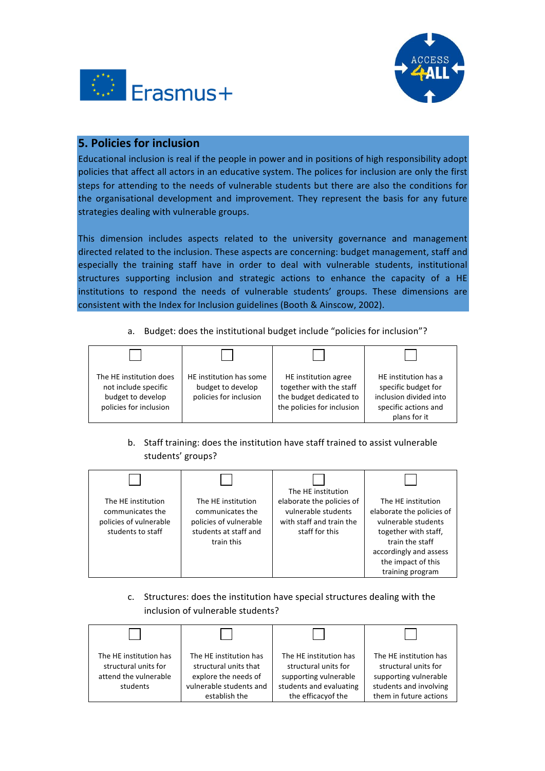## 5. Policies for inclusion

Educational inclusion is real if the people in power and in positions of high responsibility adopt policies that affect all actors in an educative system. The polices for inclusion are only the first steps for attending to the needs of vulnerable students but there are also the conditions for the organisational development and improvement. They represent the basis for any future strategies dealing with vulnerable groups.

This dimension includes aspects related to the university governance and management directed related to the inclusion. These aspects are concerning: budget management, staff and especially the training staff have in order to deal with vulnerable students, institutional structures supporting inclusion and strategic actions to enhance the capacity of a HE institutions to respond the needs of vulnerable students' groups. These dimensions are consistent with the Index for Inclusion guidelines (Booth & Ainscow, 2002).

a. Budget: does the institutional budget include "policies for inclusion"?

| ☐ | ☐ | ☐ | ☐ |
|---|---|---|---|
| The HE institution does not include specific budget to develop policies for inclusion | HE institution has some budget to develop policies for inclusion | HE institution agree together with the staff the budget dedicated to the policies for inclusion | HE institution has a specific budget for inclusion divided into specific actions and plans for it |

b. Staff training: does the institution have staff trained to assist vulnerable students' groups?

| ☐ | ☐ | ☐ | ☐ |
|---|---|---|---|
| The HE institution communicates the policies of vulnerable students to staff | The HE institution communicates the policies of vulnerable students at staff and train this | The HE institution elaborate the policies of vulnerable students with staff and train the staff for this | The HE institution elaborate the policies of vulnerable students together with staff, train the staff accordingly and assess the impact of this training program |

c. Structures: does the institution have special structures dealing with the inclusion of vulnerable students?

| ☐ | ☐ | ☐ | ☐ |
|---|---|---|---|
| The HE institution has structural units for attend the vulnerable students | The HE institution has structural units that explore the needs of vulnerable students and establish the | The HE institution has structural units for supporting vulnerable students and evaluating the efficacyof the | The HE institution has structural units for supporting vulnerable students and involving them in future actions |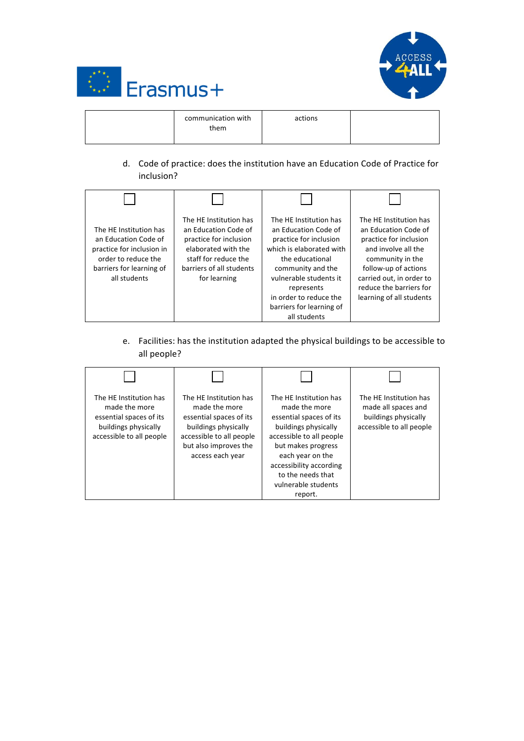| | communication with them | actions | |
|---|---|---|---|

d. Code of practice: does the institution have an Education Code of Practice for inclusion?

| ☐ | ☐ | ☐ | ☐ |
|---|---|---|---|
| The HE Institution has an Education Code of practice for inclusion in order to reduce the barriers for learning of all students | The HE Institution has an Education Code of practice for inclusion elaborated with the staff for reduce the barriers of all students for learning | The HE Institution has an Education Code of practice for inclusion which is elaborated with the educational community and the vulnerable students it represents in order to reduce the barriers for learning of all students | The HE Institution has an Education Code of practice for inclusion and involve all the community in the follow-up of actions carried out, in order to reduce the barriers for learning of all students |

e. Facilities: has the institution adapted the physical buildings to be accessible to all people?

| ☐ | ☐ | ☐ | ☐ |
|---|---|---|---|
| The HE Institution has made the more essential spaces of its buildings physically accessible to all people | The HE Institution has made the more essential spaces of its buildings physically accessible to all people but also improves the access each year | The HE Institution has made the more essential spaces of its buildings physically accessible to all people but makes progress each year on the accessibility according to the needs that vulnerable students report. | The HE Institution has made all spaces and buildings physically accessible to all people |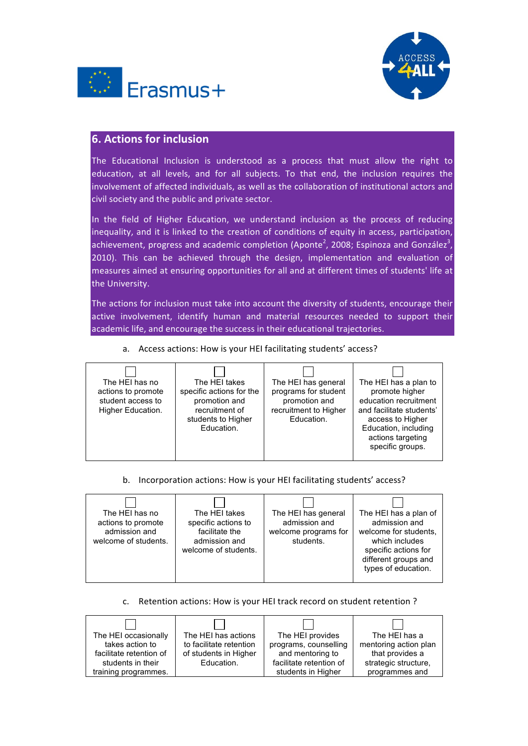## 6. Actions for inclusion

The Educational Inclusion is understood as a process that must allow the right to education, at all levels, and for all subjects. To that end, the inclusion requires the involvement of affected individuals, as well as the collaboration of institutional actors and civil society and the public and private sector.

In the field of Higher Education, we understand inclusion as the process of reducing inequality, and it is linked to the creation of conditions of equity in access, participation, achievement, progress and academic completion (Aponte[2], 2008; Espinoza and González[3], 2010). This can be achieved through the design, implementation and evaluation of measures aimed at ensuring opportunities for all and at different times of students' life at the University.

The actions for inclusion must take into account the diversity of students, encourage their active involvement, identify human and material resources needed to support their academic life, and encourage the success in their educational trajectories.

a. Access actions: How is your HEI facilitating students' access?

| ☐ The HEI has no actions to promote student access to Higher Education. | ☐ The HEI takes specific actions for the promotion and recruitment of students to Higher Education. | ☐ The HEI has general programs for student promotion and recruitment to Higher Education. | ☐ The HEI has a plan to promote higher education recruitment and facilitate students' access to Higher Education, including actions targeting specific groups. |
|---|---|---|---|

b. Incorporation actions: How is your HEI facilitating students' access?

| ☐ The HEI has no actions to promote admission and welcome of students. | ☐ The HEI takes specific actions to facilitate the admission and welcome of students. | ☐ The HEI has general admission and welcome programs for students. | ☐ The HEI has a plan of admission and welcome for students, which includes specific actions for different groups and types of education. |
|---|---|---|---|

c. Retention actions: How is your HEI track record on student retention ?

| ☐ The HEI occasionally takes action to facilitate retention of students in their training programmes. | ☐ The HEI has actions to facilitate retention of students in Higher Education. | ☐ The HEI provides programs, counselling and mentoring to facilitate retention of students in Higher | ☐ The HEI has a mentoring action plan that provides a strategic structure, programmes and |
|---|---|---|---|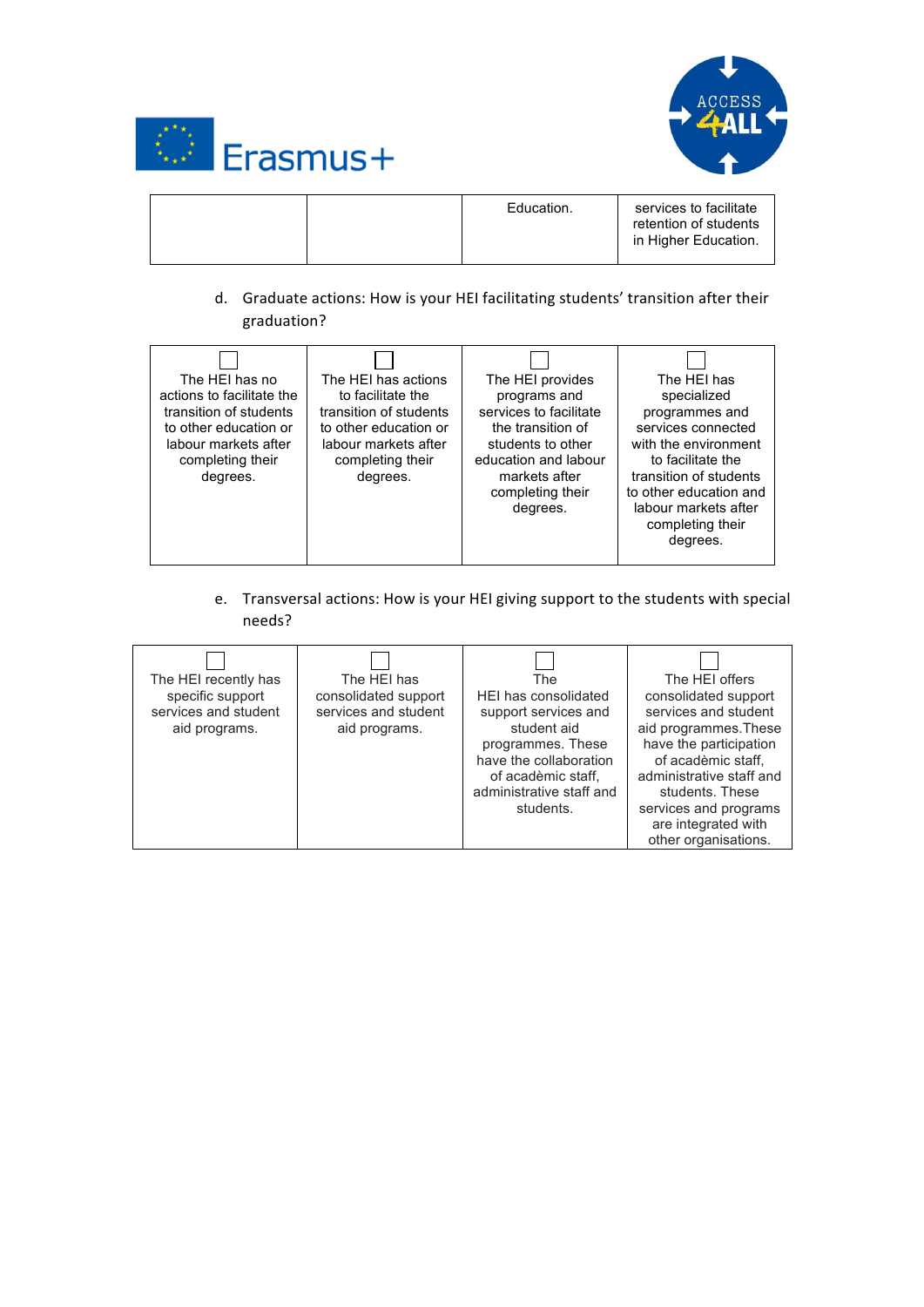| | | | |
|---|---|---|---|
| | | Education. | services to facilitate retention of students in Higher Education. |

d. Graduate actions: How is your HEI facilitating students' transition after their graduation?

| | | | |
|---|---|---|---|
| ☐ The HEI has no actions to facilitate the transition of students to other education or labour markets after completing their degrees. | ☐ The HEI has actions to facilitate the transition of students to other education or labour markets after completing their degrees. | ☐ The HEI provides programs and services to facilitate the transition of students to other education and labour markets after completing their degrees. | ☐ The HEI has specialized programmes and services connected with the environment to facilitate the transition of students to other education and labour markets after completing their degrees. |

e. Transversal actions: How is your HEI giving support to the students with special needs?

| | | | |
|---|---|---|---|
| ☐ The HEI recently has specific support services and student aid programs. | ☐ The HEI has consolidated support services and student aid programs. | ☐ The HEI has consolidated support services and student aid programmes. These have the collaboration of acadèmic staff, administrative staff and students. | ☐ The HEI offers consolidated support services and student aid programmes.These have the participation of acadèmic staff, administrative staff and students. These services and programs are integrated with other organisations. |